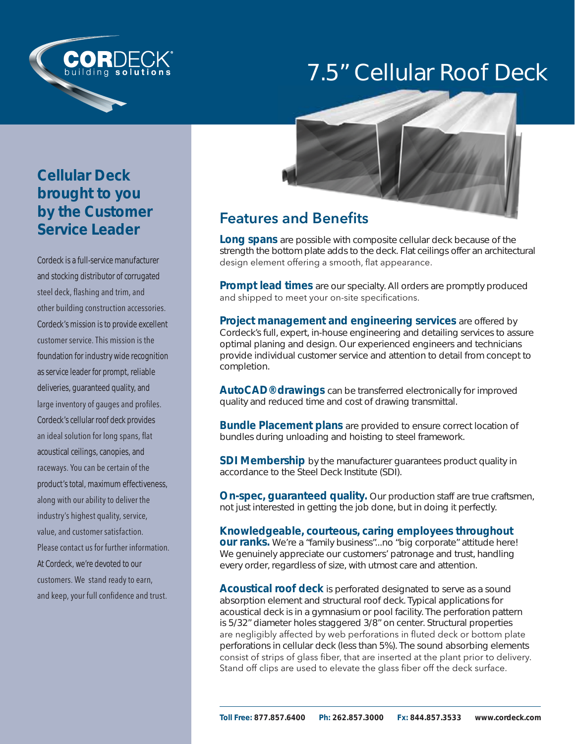# 7.5" Cellular Roof Deck

## Cellular Deck brought to you by the Customer Service Leader

Cordeck is a full-service manufacturer and stocking distributor of corrugated steel deck, flashing and trim, and other building construction accessories. Cordeck's mission is to provide excellent customer service. This mission is the foundation for industry wide recognition as service leader for prompt, reliable deliveries, guaranteed quality, and large inventory of gauges and profiles. Cordeck's cellular roof deck provides an ideal solution for long spans, flat acoustical ceilings, canopies, and raceways. You can be certain of the product's total, maximum effectiveness, along with our ability to deliver the industry's highest quality, service, value, and customer satisfaction. Please contact us for further information. At Cordeck, we're devoted to our customers. We stand ready to earn, and keep, your full confidence and trust.

## Features and Benefits

**Long spans** are possible with composite cellular deck because of the strength the bottom plate adds to the deck. Flat ceilings offer an architectural design element offering a smooth, flat appearance.

**Prompt lead times** are our specialty. All orders are promptly produced and shipped to meet your on-site specifications.

**Project management and engineering services** are offered by Cordeck's full, expert, in-house engineering and detailing services to assure optimal planing and design. Our experienced engineers and technicians provide individual customer service and attention to detail from concept to completion.

**AutoCAD® drawings** can be transferred electronically for improved quality and reduced time and cost of drawing transmittal.

**Bundle Placement plans** are provided to ensure correct location of bundles during unloading and hoisting to steel framework.

**SDI Membership** by the manufacturer guarantees product quality in accordance to the Steel Deck Institute (SDI).

**On-spec, guaranteed quality.** Our production staff are true craftsmen, not just interested in getting the job done, but in doing it perfectly.

**Knowledgeable, courteous, caring employees throughout our ranks.** We're a "family business"...no "big corporate" attitude here! We genuinely appreciate our customers' patronage and trust, handling every order, regardless of size, with utmost care and attention.

**Acoustical roof deck** is perforated designated to serve as a sound absorption element and structural roof deck. Typical applications for acoustical deck is in a gymnasium or pool facility. The perforation pattern is 5/32" diameter holes staggered 3/8" on center. Structural properties are negligibly affected by web perforations in fluted deck or bottom plate perforations in cellular deck (less than 5%). The sound absorbing elements consist of strips of glass fiber, that are inserted at the plant prior to delivery. Stand off clips are used to elevate the glass fiber off the deck surface.

**Toll Free:** 877.857.6400 **Ph:** 262.857.3000 **Fx:** 844.857.3533 www.cordeck.com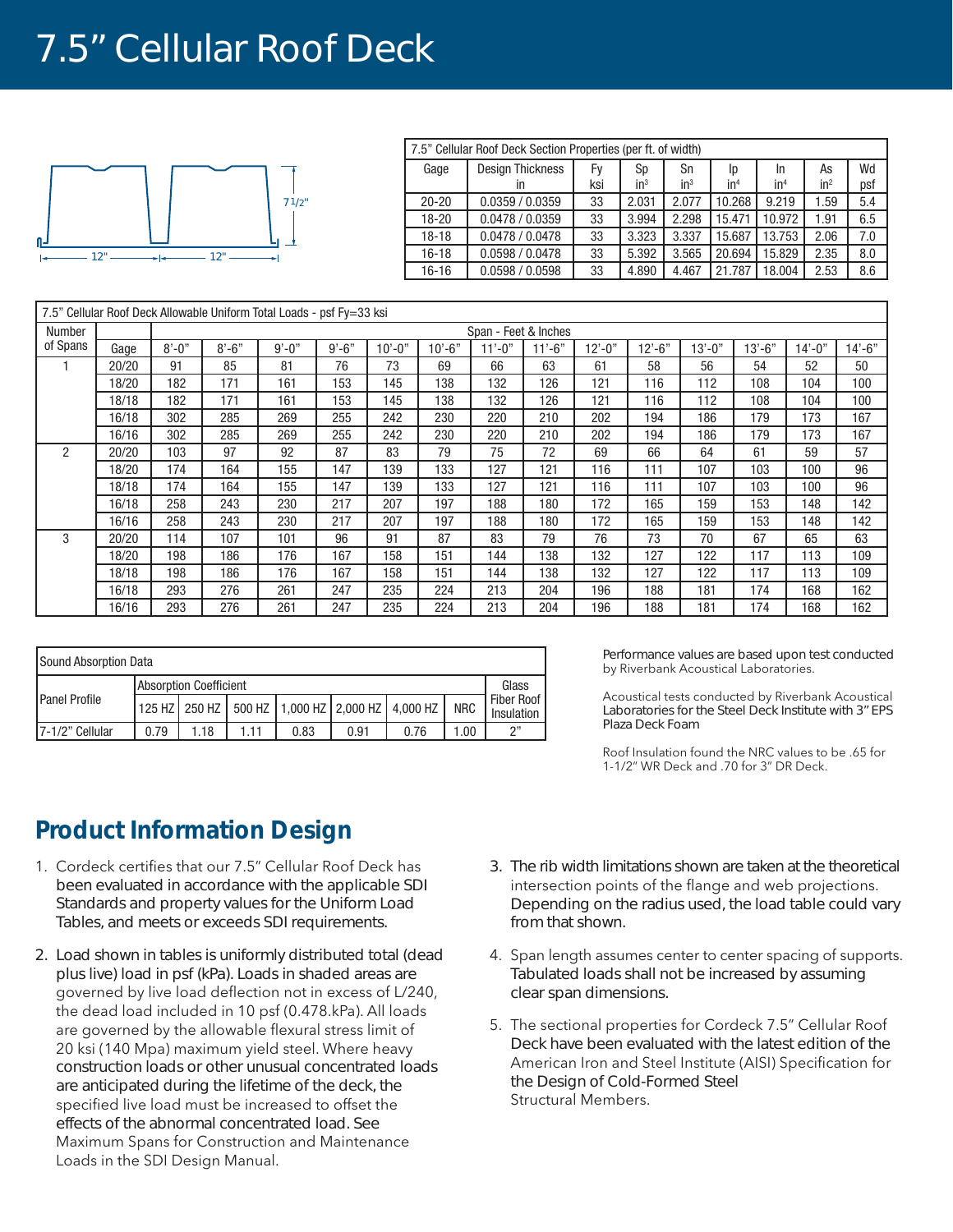# 7.5" Cellular Roof Deck

| 7.5" Cellular Roof Deck Section Properties (per ft. of width) | | | | | | | | | |
|---|---|---|---|---|---|---|---|---|---|
| Gage | Design Thickness in | Fy ksi | Sp in³ | Sn in³ | Ip in⁴ | In in⁴ | As in² | Wd psf |
| 20-20 | 0.0359 / 0.0359 | 33 | 2.031 | 2.077 | 10.268 | 9.219 | 1.59 | 5.4 |
| 18-20 | 0.0478 / 0.0359 | 33 | 3.994 | 2.298 | 15.471 | 10.972 | 1.91 | 6.5 |
| 18-18 | 0.0478 / 0.0478 | 33 | 3.323 | 3.337 | 15.687 | 13.753 | 2.06 | 7.0 |
| 16-18 | 0.0598 / 0.0478 | 33 | 5.392 | 3.565 | 20.694 | 15.829 | 2.35 | 8.0 |
| 16-16 | 0.0598 / 0.0598 | 33 | 4.890 | 4.467 | 21.787 | 18.004 | 2.53 | 8.6 |

| 7.5" Cellular Roof Deck Allowable Uniform Total Loads - psf Fy=33 ksi | | | | | | | | | | | | | | | |
|---|---|---|---|---|---|---|---|---|---|---|---|---|---|---|---|
| Number of Spans | Gage | Span - Feet & Inches | | | | | | | | | | | | | |
| | | 8'-0" | 8'-6" | 9'-0" | 9'-6" | 10'-0" | 10'-6" | 11'-0" | 11'-6" | 12'-0" | 12'-6" | 13'-0" | 13'-6" | 14'-0" | 14'-6" |
| 1 | 20/20 | 91 | 85 | 81 | 76 | 73 | 69 | 66 | 63 | 61 | 58 | 56 | 54 | 52 | 50 |
| | 18/20 | 182 | 171 | 161 | 153 | 145 | 138 | 132 | 126 | 121 | 116 | 112 | 108 | 104 | 100 |
| | 18/18 | 182 | 171 | 161 | 153 | 145 | 138 | 132 | 126 | 121 | 116 | 112 | 108 | 104 | 100 |
| | 16/18 | 302 | 285 | 269 | 255 | 242 | 230 | 220 | 210 | 202 | 194 | 186 | 179 | 173 | 167 |
| | 16/16 | 302 | 285 | 269 | 255 | 242 | 230 | 220 | 210 | 202 | 194 | 186 | 179 | 173 | 167 |
| 2 | 20/20 | 103 | 97 | 92 | 87 | 83 | 79 | 75 | 72 | 69 | 66 | 64 | 61 | 59 | 57 |
| | 18/20 | 174 | 164 | 155 | 147 | 139 | 133 | 127 | 121 | 116 | 111 | 107 | 103 | 100 | 96 |
| | 18/18 | 174 | 164 | 155 | 147 | 139 | 133 | 127 | 121 | 116 | 111 | 107 | 103 | 100 | 96 |
| | 16/18 | 258 | 243 | 230 | 217 | 207 | 197 | 188 | 180 | 172 | 165 | 159 | 153 | 148 | 142 |
| | 16/16 | 258 | 243 | 230 | 217 | 207 | 197 | 188 | 180 | 172 | 165 | 159 | 153 | 148 | 142 |
| 3 | 20/20 | 114 | 107 | 101 | 96 | 91 | 87 | 83 | 79 | 76 | 73 | 70 | 67 | 65 | 63 |
| | 18/20 | 198 | 186 | 176 | 167 | 158 | 151 | 144 | 138 | 132 | 127 | 122 | 117 | 113 | 109 |
| | 18/18 | 198 | 186 | 176 | 167 | 158 | 151 | 144 | 138 | 132 | 127 | 122 | 117 | 113 | 109 |
| | 16/18 | 293 | 276 | 261 | 247 | 235 | 224 | 213 | 204 | 196 | 188 | 181 | 174 | 168 | 162 |
| | 16/16 | 293 | 276 | 261 | 247 | 235 | 224 | 213 | 204 | 196 | 188 | 181 | 174 | 168 | 162 |

| Sound Absorption Data | | | | | | | | |
|---|---|---|---|---|---|---|---|---|
| Panel Profile | Absorption Coefficient | | | | | | | Glass Fiber Roof Insulation |
| | 125 HZ | 250 HZ | 500 HZ | 1,000 HZ | 2,000 HZ | 4,000 HZ | NRC | |
| 7-1/2" Cellular | 0.79 | 1.18 | 1.11 | 0.83 | 0.91 | 0.76 | 1.00 | 2" |

Performance values are based upon test conducted by Riverbank Acoustical Laboratories.

Acoustical tests conducted by Riverbank Acoustical Laboratories for the Steel Deck Institute with 3" EPS Plaza Deck Foam

Roof Insulation found the NRC values to be .65 for 1-1/2" WR Deck and .70 for 3" DR Deck.

## Product Information Design

1. Cordeck certifies that our 7.5" Cellular Roof Deck has been evaluated in accordance with the applicable SDI Standards and property values for the Uniform Load Tables, and meets or exceeds SDI requirements.
2. Load shown in tables is uniformly distributed total (dead plus live) load in psf (kPa). Loads in shaded areas are governed by live load deflection not in excess of L/240, the dead load included in 10 psf (0.478.kPa). All loads are governed by the allowable flexural stress limit of 20 ksi (140 Mpa) maximum yield steel. Where heavy construction loads or other unusual concentrated loads are anticipated during the lifetime of the deck, the specified live load must be increased to offset the effects of the abnormal concentrated load. See Maximum Spans for Construction and Maintenance Loads in the SDI Design Manual.
3. The rib width limitations shown are taken at the theoretical intersection points of the flange and web projections. Depending on the radius used, the load table could vary from that shown.
4. Span length assumes center to center spacing of supports. Tabulated loads shall not be increased by assuming clear span dimensions.
5. The sectional properties for Cordeck 7.5" Cellular Roof Deck have been evaluated with the latest edition of the American Iron and Steel Institute (AISI) Specification for the Design of Cold-Formed Steel Structural Members.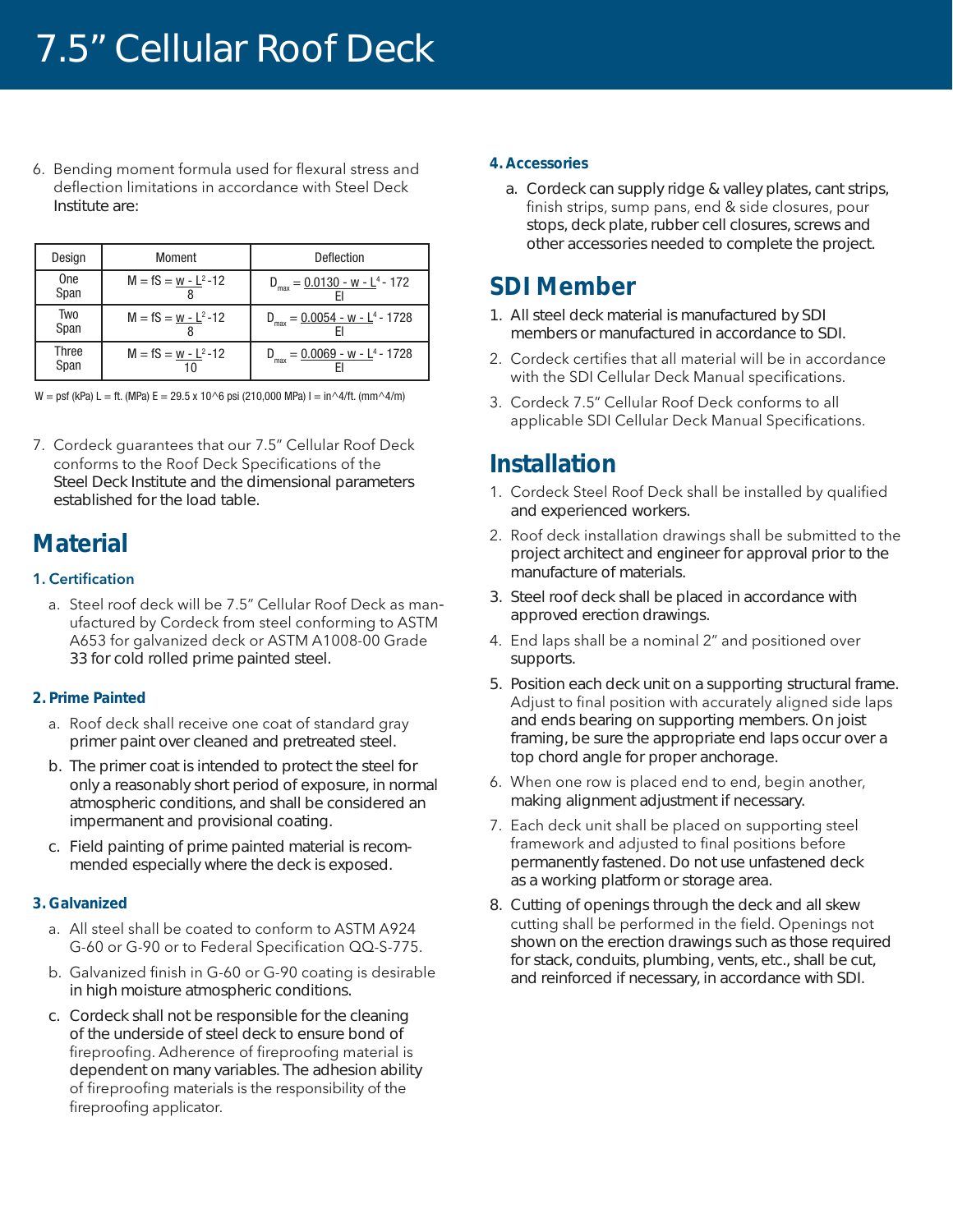# 7.5" Cellular Roof Deck

6. Bending moment formula used for flexural stress and deflection limitations in accordance with Steel Deck Institute are:

| Design | Moment | Deflection |
|---|---|---|
| One Span | $M = fS = \frac{w - L^2}{8} \text{-} 12$ | $D_{max} = \frac{0.0130 - w - L^4}{EI} - 172$ |
| Two Span | $M = fS = \frac{w - L^2}{8} \text{-} 12$ | $D_{max} = \frac{0.0054 - w - L^4}{EI} - 1728$ |
| Three Span | $M = fS = \frac{w - L^2}{10} \text{-} 12$ | $D_{max} = \frac{0.0069 - w - L^4}{EI} - 1728$ |

W = psf (kPa) L = ft. (MPa) E = 29.5 x 10^6 psi (210,000 MPa) I = in^4/ft. (mm^4/m)

7. Cordeck guarantees that our 7.5" Cellular Roof Deck conforms to the Roof Deck Specifications of the Steel Deck Institute and the dimensional parameters established for the load table.

## Material

### 1. Certification

a. Steel roof deck will be 7.5" Cellular Roof Deck as manufactured by Cordeck from steel conforming to ASTM A653 for galvanized deck or ASTM A1008-00 Grade 33 for cold rolled prime painted steel.

### 2. Prime Painted

a. Roof deck shall receive one coat of standard gray primer paint over cleaned and pretreated steel.

b. The primer coat is intended to protect the steel for only a reasonably short period of exposure, in normal atmospheric conditions, and shall be considered an impermanent and provisional coating.

c. Field painting of prime painted material is recommended especially where the deck is exposed.

### 3. Galvanized

a. All steel shall be coated to conform to ASTM A924 G-60 or G-90 or to Federal Specification QQ-S-775.

b. Galvanized finish in G-60 or G-90 coating is desirable in high moisture atmospheric conditions.

c. Cordeck shall not be responsible for the cleaning of the underside of steel deck to ensure bond of fireproofing. Adherence of fireproofing material is dependent on many variables. The adhesion ability of fireproofing materials is the responsibility of the fireproofing applicator.

### 4. Accessories

a. Cordeck can supply ridge & valley plates, cant strips, finish strips, sump pans, end & side closures, pour stops, deck plate, rubber cell closures, screws and other accessories needed to complete the project.

## SDI Member

1. All steel deck material is manufactured by SDI members or manufactured in accordance to SDI.
2. Cordeck certifies that all material will be in accordance with the SDI Cellular Deck Manual specifications.
3. Cordeck 7.5" Cellular Roof Deck conforms to all applicable SDI Cellular Deck Manual Specifications.

## Installation

1. Cordeck Steel Roof Deck shall be installed by qualified and experienced workers.
2. Roof deck installation drawings shall be submitted to the project architect and engineer for approval prior to the manufacture of materials.
3. Steel roof deck shall be placed in accordance with approved erection drawings.
4. End laps shall be a nominal 2" and positioned over supports.
5. Position each deck unit on a supporting structural frame. Adjust to final position with accurately aligned side laps and ends bearing on supporting members. On joist framing, be sure the appropriate end laps occur over a top chord angle for proper anchorage.
6. When one row is placed end to end, begin another, making alignment adjustment if necessary.
7. Each deck unit shall be placed on supporting steel framework and adjusted to final positions before permanently fastened. Do not use unfastened deck as a working platform or storage area.
8. Cutting of openings through the deck and all skew cutting shall be performed in the field. Openings not shown on the erection drawings such as those required for stack, conduits, plumbing, vents, etc., shall be cut, and reinforced if necessary, in accordance with SDI.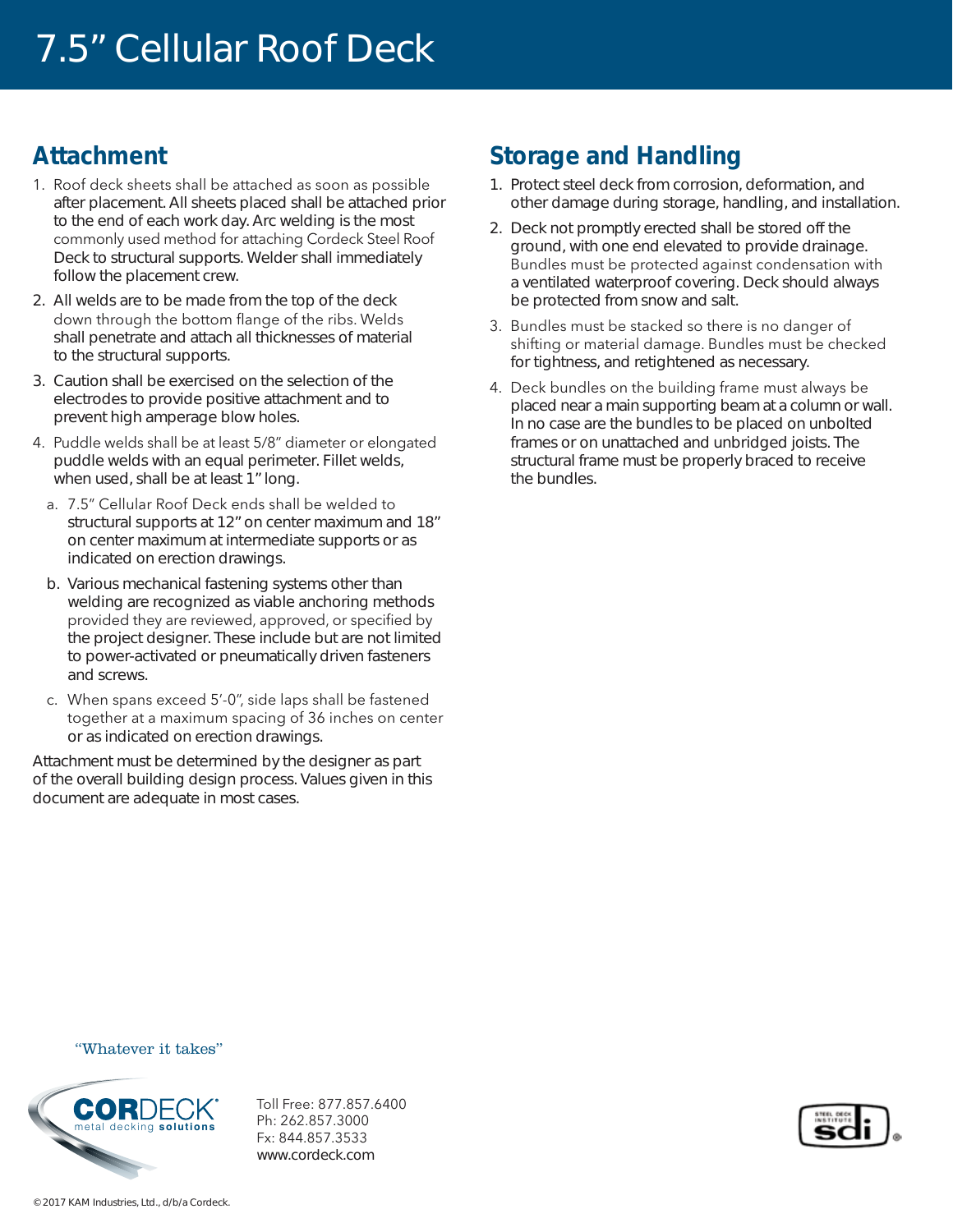# 7.5" Cellular Roof Deck

## Attachment

1. Roof deck sheets shall be attached as soon as possible after placement. All sheets placed shall be attached prior to the end of each work day. Arc welding is the most commonly used method for attaching Cordeck Steel Roof Deck to structural supports. Welder shall immediately follow the placement crew.
2. All welds are to be made from the top of the deck down through the bottom flange of the ribs. Welds shall penetrate and attach all thicknesses of material to the structural supports.
3. Caution shall be exercised on the selection of the electrodes to provide positive attachment and to prevent high amperage blow holes.
4. Puddle welds shall be at least 5/8" diameter or elongated puddle welds with an equal perimeter. Fillet welds, when used, shall be at least 1" long.
   a. 7.5" Cellular Roof Deck ends shall be welded to structural supports at 12" on center maximum and 18" on center maximum at intermediate supports or as indicated on erection drawings.
   b. Various mechanical fastening systems other than welding are recognized as viable anchoring methods provided they are reviewed, approved, or specified by the project designer. These include but are not limited to power-activated or pneumatically driven fasteners and screws.
   c. When spans exceed 5'-0", side laps shall be fastened together at a maximum spacing of 36 inches on center or as indicated on erection drawings.

Attachment must be determined by the designer as part of the overall building design process. Values given in this document are adequate in most cases.

## Storage and Handling

1. Protect steel deck from corrosion, deformation, and other damage during storage, handling, and installation.
2. Deck not promptly erected shall be stored off the ground, with one end elevated to provide drainage. Bundles must be protected against condensation with a ventilated waterproof covering. Deck should always be protected from snow and salt.
3. Bundles must be stacked so there is no danger of shifting or material damage. Bundles must be checked for tightness, and retightened as necessary.
4. Deck bundles on the building frame must always be placed near a main supporting beam at a column or wall. In no case are the bundles to be placed on unbolted frames or on unattached and unbridged joists. The structural frame must be properly braced to receive the bundles.

"Whatever it takes"

CORDECK metal decking solutions

Toll Free: 877.857.6400
Ph: 262.857.3000
Fx: 844.857.3533
www.cordeck.com

© 2017 KAM Industries, Ltd., d/b/a Cordeck.